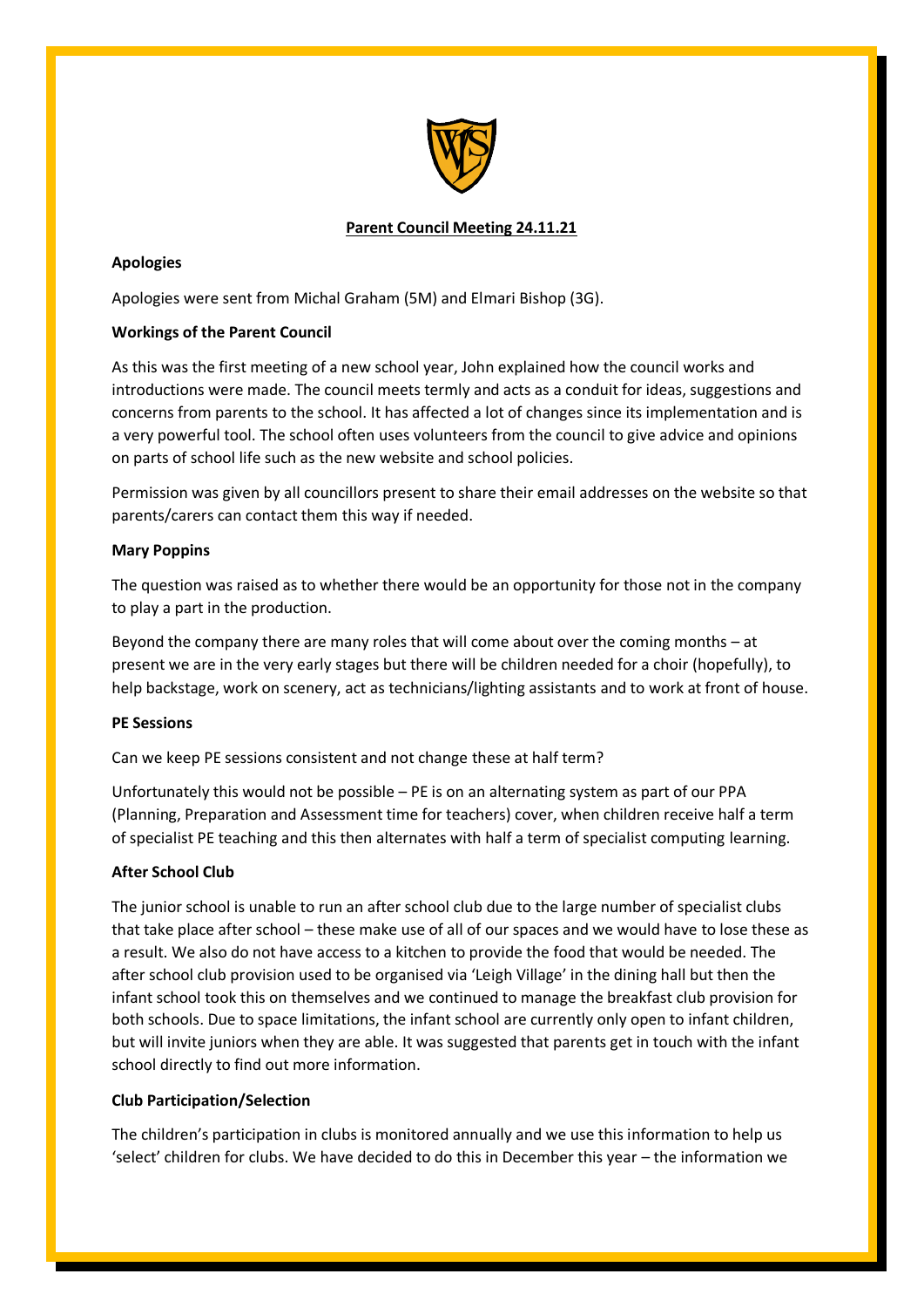# Parent Council Meeting 24.11.21

**Apologies**

Apologies were sent from Michal Graham (5M) and Elmari Bishop (3G).

**Workings of the Parent Council**

As this was the first meeting of a new school year, John explained how the council works and introductions were made. The council meets termly and acts as a conduit for ideas, suggestions and concerns from parents to the school. It has affected a lot of changes since its implementation and is a very powerful tool. The school often uses volunteers from the council to give advice and opinions on parts of school life such as the new website and school policies.

Permission was given by all councillors present to share their email addresses on the website so that parents/carers can contact them this way if needed.

**Mary Poppins**

The question was raised as to whether there would be an opportunity for those not in the company to play a part in the production.

Beyond the company there are many roles that will come about over the coming months – at present we are in the very early stages but there will be children needed for a choir (hopefully), to help backstage, work on scenery, act as technicians/lighting assistants and to work at front of house.

**PE Sessions**

Can we keep PE sessions consistent and not change these at half term?

Unfortunately this would not be possible – PE is on an alternating system as part of our PPA (Planning, Preparation and Assessment time for teachers) cover, when children receive half a term of specialist PE teaching and this then alternates with half a term of specialist computing learning.

**After School Club**

The junior school is unable to run an after school club due to the large number of specialist clubs that take place after school – these make use of all of our spaces and we would have to lose these as a result. We also do not have access to a kitchen to provide the food that would be needed. The after school club provision used to be organised via 'Leigh Village' in the dining hall but then the infant school took this on themselves and we continued to manage the breakfast club provision for both schools. Due to space limitations, the infant school are currently only open to infant children, but will invite juniors when they are able. It was suggested that parents get in touch with the infant school directly to find out more information.

**Club Participation/Selection**

The children's participation in clubs is monitored annually and we use this information to help us 'select' children for clubs. We have decided to do this in December this year – the information we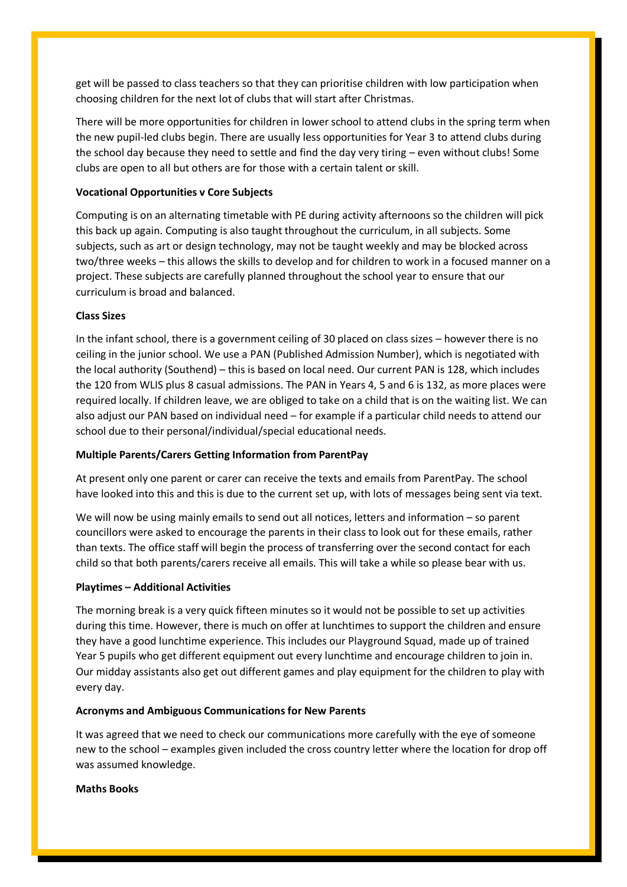get will be passed to class teachers so that they can prioritise children with low participation when choosing children for the next lot of clubs that will start after Christmas.

There will be more opportunities for children in lower school to attend clubs in the spring term when the new pupil-led clubs begin. There are usually less opportunities for Year 3 to attend clubs during the school day because they need to settle and find the day very tiring – even without clubs! Some clubs are open to all but others are for those with a certain talent or skill.

**Vocational Opportunities v Core Subjects**

Computing is on an alternating timetable with PE during activity afternoons so the children will pick this back up again. Computing is also taught throughout the curriculum, in all subjects. Some subjects, such as art or design technology, may not be taught weekly and may be blocked across two/three weeks – this allows the skills to develop and for children to work in a focused manner on a project. These subjects are carefully planned throughout the school year to ensure that our curriculum is broad and balanced.

**Class Sizes**

In the infant school, there is a government ceiling of 30 placed on class sizes – however there is no ceiling in the junior school. We use a PAN (Published Admission Number), which is negotiated with the local authority (Southend) – this is based on local need. Our current PAN is 128, which includes the 120 from WLIS plus 8 casual admissions. The PAN in Years 4, 5 and 6 is 132, as more places were required locally. If children leave, we are obliged to take on a child that is on the waiting list. We can also adjust our PAN based on individual need – for example if a particular child needs to attend our school due to their personal/individual/special educational needs.

**Multiple Parents/Carers Getting Information from ParentPay**

At present only one parent or carer can receive the texts and emails from ParentPay. The school have looked into this and this is due to the current set up, with lots of messages being sent via text.

We will now be using mainly emails to send out all notices, letters and information – so parent councillors were asked to encourage the parents in their class to look out for these emails, rather than texts. The office staff will begin the process of transferring over the second contact for each child so that both parents/carers receive all emails. This will take a while so please bear with us.

**Playtimes – Additional Activities**

The morning break is a very quick fifteen minutes so it would not be possible to set up activities during this time. However, there is much on offer at lunchtimes to support the children and ensure they have a good lunchtime experience. This includes our Playground Squad, made up of trained Year 5 pupils who get different equipment out every lunchtime and encourage children to join in. Our midday assistants also get out different games and play equipment for the children to play with every day.

**Acronyms and Ambiguous Communications for New Parents**

It was agreed that we need to check our communications more carefully with the eye of someone new to the school – examples given included the cross country letter where the location for drop off was assumed knowledge.

**Maths Books**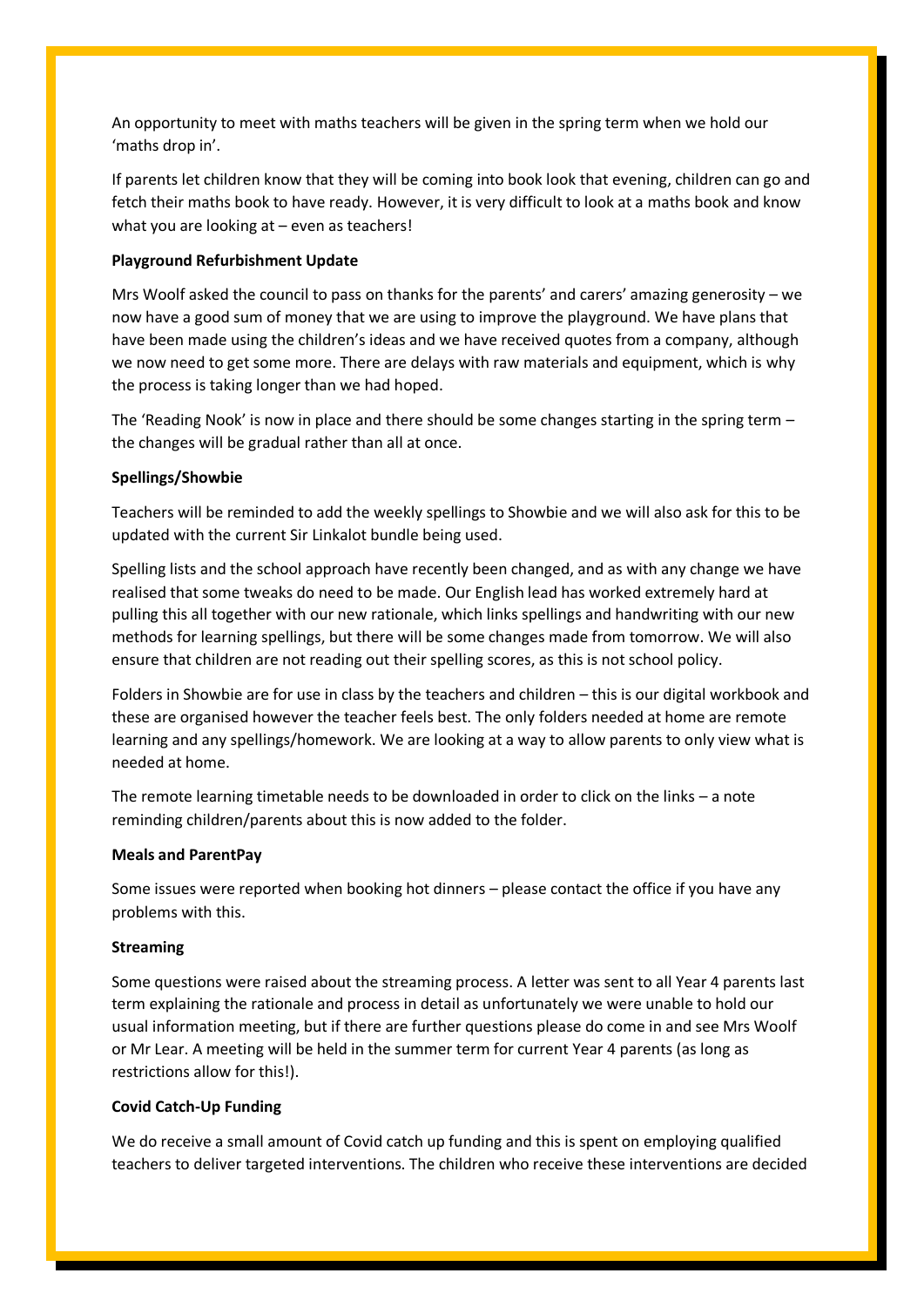An opportunity to meet with maths teachers will be given in the spring term when we hold our 'maths drop in'.

If parents let children know that they will be coming into book look that evening, children can go and fetch their maths book to have ready. However, it is very difficult to look at a maths book and know what you are looking at – even as teachers!

**Playground Refurbishment Update**

Mrs Woolf asked the council to pass on thanks for the parents' and carers' amazing generosity – we now have a good sum of money that we are using to improve the playground. We have plans that have been made using the children's ideas and we have received quotes from a company, although we now need to get some more. There are delays with raw materials and equipment, which is why the process is taking longer than we had hoped.

The 'Reading Nook' is now in place and there should be some changes starting in the spring term – the changes will be gradual rather than all at once.

**Spellings/Showbie**

Teachers will be reminded to add the weekly spellings to Showbie and we will also ask for this to be updated with the current Sir Linkalot bundle being used.

Spelling lists and the school approach have recently been changed, and as with any change we have realised that some tweaks do need to be made. Our English lead has worked extremely hard at pulling this all together with our new rationale, which links spellings and handwriting with our new methods for learning spellings, but there will be some changes made from tomorrow. We will also ensure that children are not reading out their spelling scores, as this is not school policy.

Folders in Showbie are for use in class by the teachers and children – this is our digital workbook and these are organised however the teacher feels best. The only folders needed at home are remote learning and any spellings/homework. We are looking at a way to allow parents to only view what is needed at home.

The remote learning timetable needs to be downloaded in order to click on the links – a note reminding children/parents about this is now added to the folder.

**Meals and ParentPay**

Some issues were reported when booking hot dinners – please contact the office if you have any problems with this.

**Streaming**

Some questions were raised about the streaming process. A letter was sent to all Year 4 parents last term explaining the rationale and process in detail as unfortunately we were unable to hold our usual information meeting, but if there are further questions please do come in and see Mrs Woolf or Mr Lear. A meeting will be held in the summer term for current Year 4 parents (as long as restrictions allow for this!).

**Covid Catch-Up Funding**

We do receive a small amount of Covid catch up funding and this is spent on employing qualified teachers to deliver targeted interventions. The children who receive these interventions are decided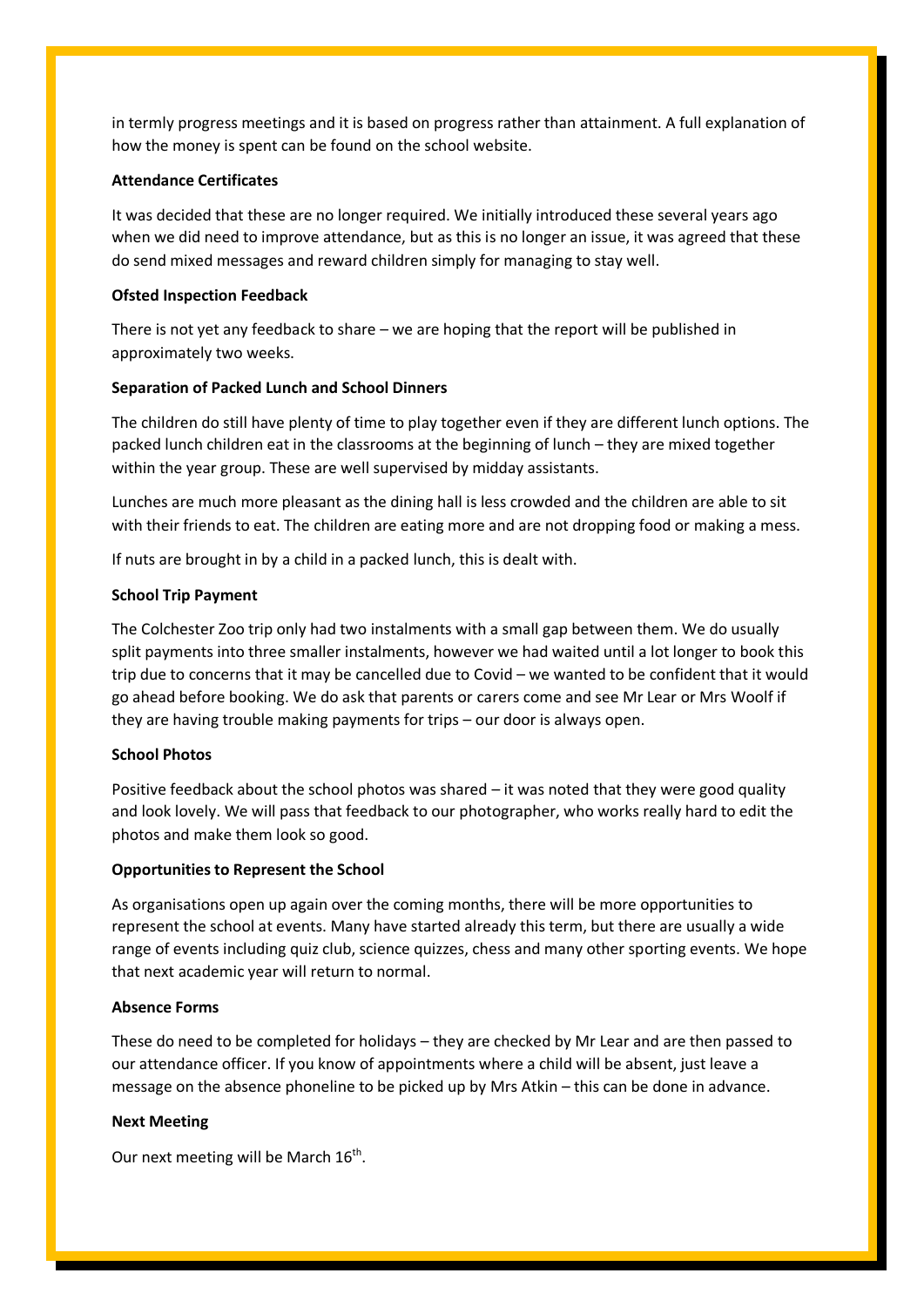in termly progress meetings and it is based on progress rather than attainment. A full explanation of how the money is spent can be found on the school website.

**Attendance Certificates**

It was decided that these are no longer required. We initially introduced these several years ago when we did need to improve attendance, but as this is no longer an issue, it was agreed that these do send mixed messages and reward children simply for managing to stay well.

**Ofsted Inspection Feedback**

There is not yet any feedback to share – we are hoping that the report will be published in approximately two weeks.

**Separation of Packed Lunch and School Dinners**

The children do still have plenty of time to play together even if they are different lunch options. The packed lunch children eat in the classrooms at the beginning of lunch – they are mixed together within the year group. These are well supervised by midday assistants.

Lunches are much more pleasant as the dining hall is less crowded and the children are able to sit with their friends to eat. The children are eating more and are not dropping food or making a mess.

If nuts are brought in by a child in a packed lunch, this is dealt with.

**School Trip Payment**

The Colchester Zoo trip only had two instalments with a small gap between them. We do usually split payments into three smaller instalments, however we had waited until a lot longer to book this trip due to concerns that it may be cancelled due to Covid – we wanted to be confident that it would go ahead before booking. We do ask that parents or carers come and see Mr Lear or Mrs Woolf if they are having trouble making payments for trips – our door is always open.

**School Photos**

Positive feedback about the school photos was shared – it was noted that they were good quality and look lovely. We will pass that feedback to our photographer, who works really hard to edit the photos and make them look so good.

**Opportunities to Represent the School**

As organisations open up again over the coming months, there will be more opportunities to represent the school at events. Many have started already this term, but there are usually a wide range of events including quiz club, science quizzes, chess and many other sporting events. We hope that next academic year will return to normal.

**Absence Forms**

These do need to be completed for holidays – they are checked by Mr Lear and are then passed to our attendance officer. If you know of appointments where a child will be absent, just leave a message on the absence phoneline to be picked up by Mrs Atkin – this can be done in advance.

**Next Meeting**

Our next meeting will be March 16th.